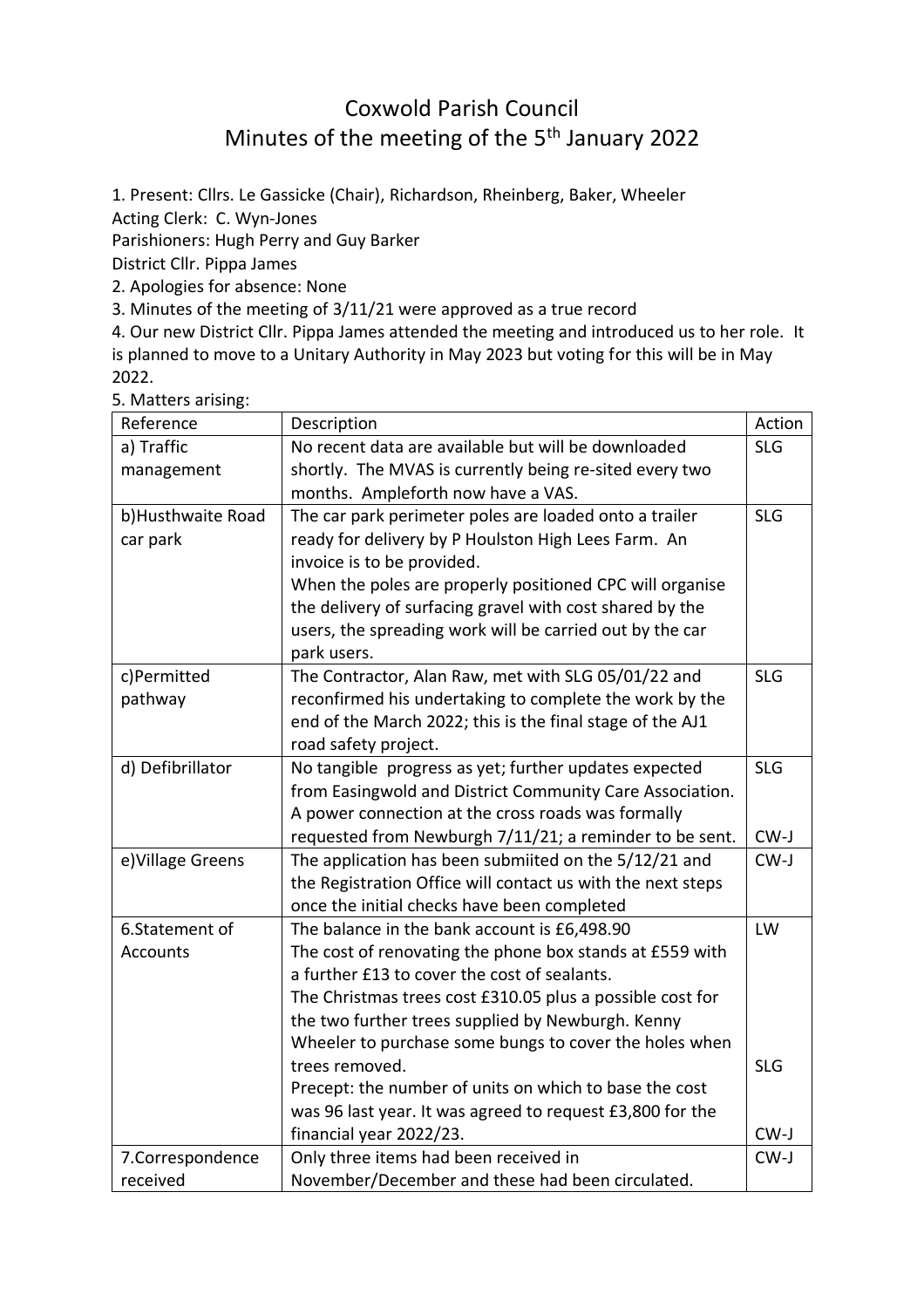# Coxwold Parish Council
## Minutes of the meeting of the 5th January 2022

1. Present: Cllrs. Le Gassicke (Chair), Richardson, Rheinberg, Baker, Wheeler
Acting Clerk: C. Wyn-Jones
Parishioners: Hugh Perry and Guy Barker
District Cllr. Pippa James
2. Apologies for absence: None
3. Minutes of the meeting of 3/11/21 were approved as a true record
4. Our new District Cllr. Pippa James attended the meeting and introduced us to her role. It is planned to move to a Unitary Authority in May 2023 but voting for this will be in May 2022.
5. Matters arising:

| Reference | Description | Action |
|---|---|---|
| a) Traffic management | No recent data are available but will be downloaded shortly. The MVAS is currently being re-sited every two months. Ampleforth now have a VAS. | SLG |
| b)Husthwaite Road car park | The car park perimeter poles are loaded onto a trailer ready for delivery by P Houlston High Lees Farm. An invoice is to be provided. When the poles are properly positioned CPC will organise the delivery of surfacing gravel with cost shared by the users, the spreading work will be carried out by the car park users. | SLG |
| c)Permitted pathway | The Contractor, Alan Raw, met with SLG 05/01/22 and reconfirmed his undertaking to complete the work by the end of the March 2022; this is the final stage of the AJ1 road safety project. | SLG |
| d) Defibrillator | No tangible progress as yet; further updates expected from Easingwold and District Community Care Association. A power connection at the cross roads was formally requested from Newburgh 7/11/21; a reminder to be sent. | SLG<br>CW-J |
| e)Village Greens | The application has been submiited on the 5/12/21 and the Registration Office will contact us with the next steps once the initial checks have been completed | CW-J |
| 6.Statement of Accounts | The balance in the bank account is £6,498.90<br>The cost of renovating the phone box stands at £559 with a further £13 to cover the cost of sealants.<br>The Christmas trees cost £310.05 plus a possible cost for the two further trees supplied by Newburgh. Kenny Wheeler to purchase some bungs to cover the holes when trees removed.<br>Precept: the number of units on which to base the cost was 96 last year. It was agreed to request £3,800 for the financial year 2022/23. | LW<br>SLG<br>CW-J |
| 7.Correspondence received | Only three items had been received in November/December and these had been circulated. | CW-J |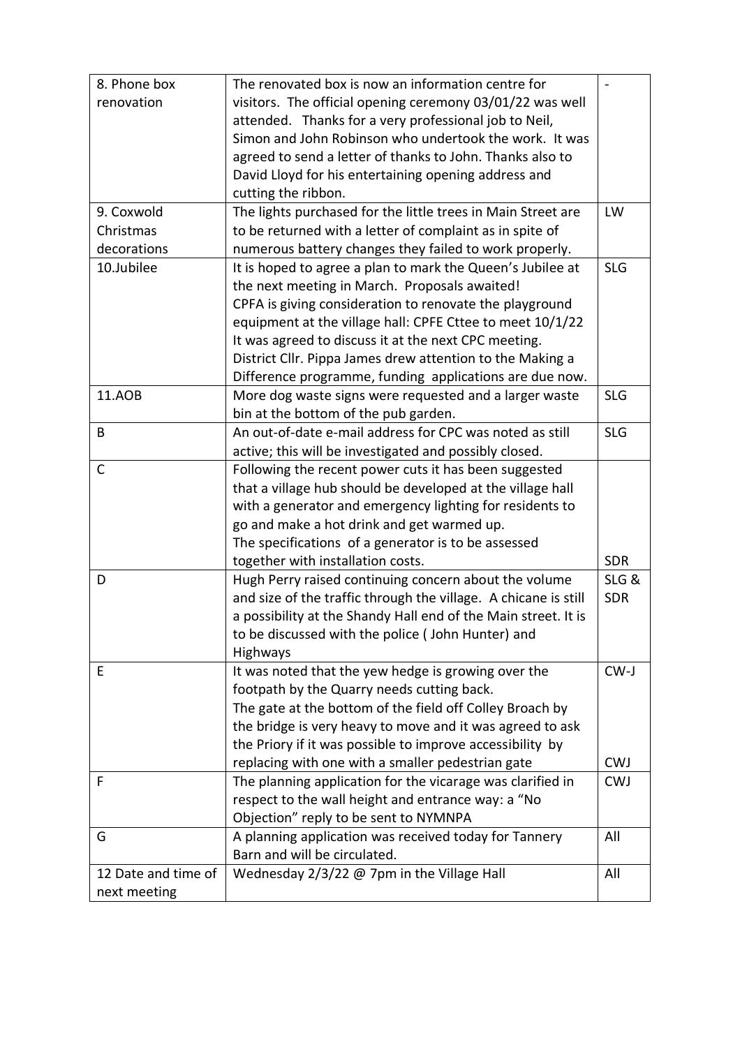| | | |
|---|---|---|
| 8. Phone box renovation | The renovated box is now an information centre for visitors. The official opening ceremony 03/01/22 was well attended. Thanks for a very professional job to Neil, Simon and John Robinson who undertook the work. It was agreed to send a letter of thanks to John. Thanks also to David Lloyd for his entertaining opening address and cutting the ribbon. | - |
| 9. Coxwold Christmas decorations | The lights purchased for the little trees in Main Street are to be returned with a letter of complaint as in spite of numerous battery changes they failed to work properly. | LW |
| 10.Jubilee | It is hoped to agree a plan to mark the Queen's Jubilee at the next meeting in March. Proposals awaited!<br>CPFA is giving consideration to renovate the playground equipment at the village hall: CPFE Cttee to meet 10/1/22 It was agreed to discuss it at the next CPC meeting.<br>District Cllr. Pippa James drew attention to the Making a Difference programme, funding applications are due now. | SLG |
| 11.AOB | More dog waste signs were requested and a larger waste bin at the bottom of the pub garden. | SLG |
| B | An out-of-date e-mail address for CPC was noted as still active; this will be investigated and possibly closed. | SLG |
| C | Following the recent power cuts it has been suggested that a village hub should be developed at the village hall with a generator and emergency lighting for residents to go and make a hot drink and get warmed up.<br>The specifications of a generator is to be assessed together with installation costs. | SDR |
| D | Hugh Perry raised continuing concern about the volume and size of the traffic through the village. A chicane is still a possibility at the Shandy Hall end of the Main street. It is to be discussed with the police ( John Hunter) and Highways | SLG & SDR |
| E | It was noted that the yew hedge is growing over the footpath by the Quarry needs cutting back.<br>The gate at the bottom of the field off Colley Broach by the bridge is very heavy to move and it was agreed to ask the Priory if it was possible to improve accessibility by replacing with one with a smaller pedestrian gate | CW-J<br><br>CWJ |
| F | The planning application for the vicarage was clarified in respect to the wall height and entrance way: a "No Objection" reply to be sent to NYMNPA | CWJ |
| G | A planning application was received today for Tannery Barn and will be circulated. | All |
| 12 Date and time of next meeting | Wednesday 2/3/22 @ 7pm in the Village Hall | All |